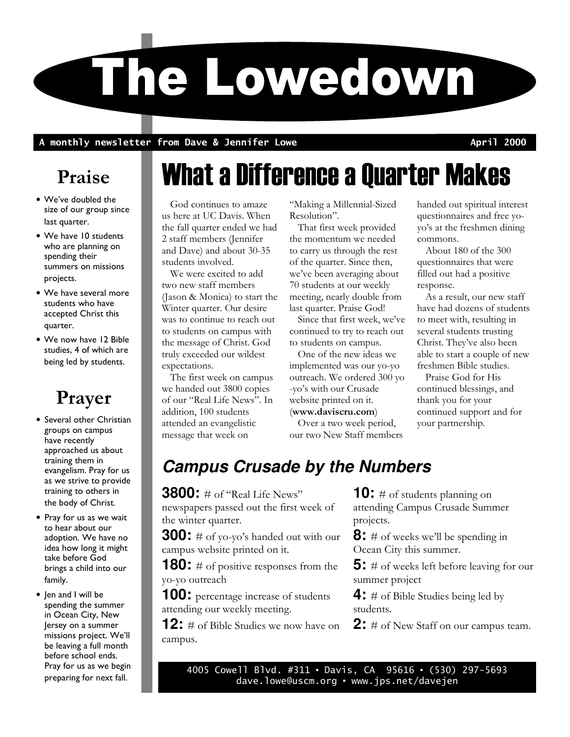# The Lowedown

**A monthly newsletter from Dave & Jennifer Lowe** — **April 2000**

## Praise

- We've doubled the size of our group since last quarter.
- We have 10 students who are planning on spending their summers on missions projects.
- We have several more students who have accepted Christ this quarter.
- We now have 12 Bible studies, 4 of which are being led by students.

## Prayer

- Several other Christian groups on campus have recently approached us about training them in evangelism. Pray for us as we strive to provide training to others in the body of Christ.
- Pray for us as we wait to hear about our adoption. We have no idea how long it might take before God brings a child into our family.
- Jen and I will be spending the summer in Ocean City, New Jersey on a summer missions project. We'll be leaving a full month before school ends. Pray for us as we begin preparing for next fall.

## What a Difference a Quarter Makes

God continues to amaze us here at UC Davis. When the fall quarter ended we had 2 staff members (Jennifer and Dave) and about 30-35 students involved.

We were excited to add two new staff members (Jason & Monica) to start the Winter quarter. Our desire was to continue to reach out to students on campus with the message of Christ. God truly exceeded our wildest expectations.

The first week on campus we handed out 3800 copies of our "Real Life News". In addition, 100 students attended an evangelistic message that week on "Making a Millennial-Sized Resolution".

That first week provided the momentum we needed to carry us through the rest of the quarter. Since then, we've been averaging about 70 students at our weekly meeting, nearly double from last quarter. Praise God!

Since that first week, we've continued to try to reach out to students on campus.

One of the new ideas we implemented was our yo-yo outreach. We ordered 300 yo-yo's with our Crusade website printed on it. (**www.daviscru.com**)

Over a two week period, our two New Staff members handed out spiritual interest questionnaires and free yo-yo's at the freshmen dining commons.

About 180 of the 300 questionnaires that were filled out had a positive response.

As a result, our new staff have had dozens of students to meet with, resulting in several students trusting Christ. They've also been able to start a couple of new freshmen Bible studies.

Praise God for His continued blessings, and thank you for your continued support and for your partnership.

### *Campus Crusade by the Numbers*

**3800:** # of "Real Life News" newspapers passed out the first week of the winter quarter.

**300:** # of yo-yo's handed out with our campus website printed on it.

**180:** # of positive responses from the yo-yo outreach

**100:** percentage increase of students attending our weekly meeting.

**12:** # of Bible Studies we now have on campus.

**10:** # of students planning on attending Campus Crusade Summer projects.

**8:** # of weeks we'll be spending in Ocean City this summer.

**5:** # of weeks left before leaving for our summer project

**4:** # of Bible Studies being led by students.

**2:** # of New Staff on our campus team.

4005 Cowell Blvd. #311 • Davis, CA 95616 • (530) 297-5693
dave.lowe@uscm.org • www.jps.net/davejen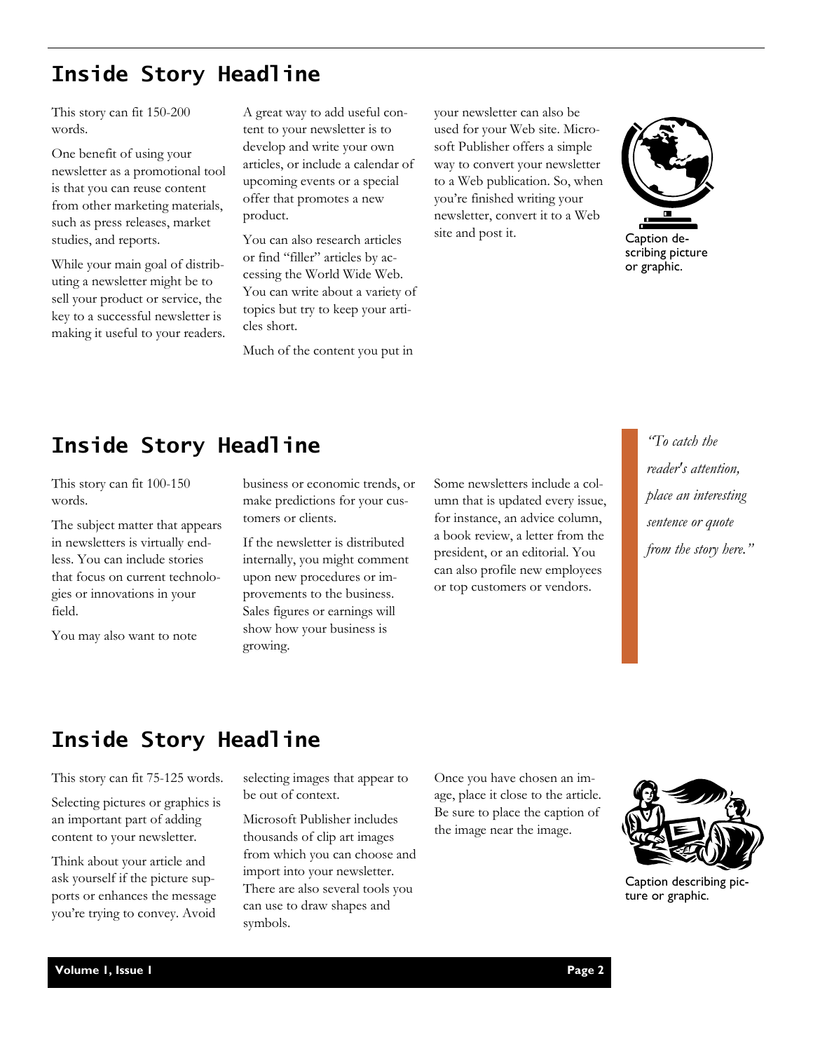## Inside Story Headline

This story can fit 150-200 words.

One benefit of using your newsletter as a promotional tool is that you can reuse content from other marketing materials, such as press releases, market studies, and reports.

While your main goal of distributing a newsletter might be to sell your product or service, the key to a successful newsletter is making it useful to your readers.

A great way to add useful content to your newsletter is to develop and write your own articles, or include a calendar of upcoming events or a special offer that promotes a new product.

You can also research articles or find "filler" articles by accessing the World Wide Web. You can write about a variety of topics but try to keep your articles short.

Much of the content you put in your newsletter can also be used for your Web site. Microsoft Publisher offers a simple way to convert your newsletter to a Web publication. So, when you're finished writing your newsletter, convert it to a Web site and post it.

Caption describing picture or graphic.

## Inside Story Headline

This story can fit 100-150 words.

The subject matter that appears in newsletters is virtually endless. You can include stories that focus on current technologies or innovations in your field.

You may also want to note business or economic trends, or make predictions for your customers or clients.

If the newsletter is distributed internally, you might comment upon new procedures or improvements to the business. Sales figures or earnings will show how your business is growing.

Some newsletters include a column that is updated every issue, for instance, an advice column, a book review, a letter from the president, or an editorial. You can also profile new employees or top customers or vendors.

*"To catch the reader's attention, place an interesting sentence or quote from the story here."*

## Inside Story Headline

This story can fit 75-125 words.

Selecting pictures or graphics is an important part of adding content to your newsletter.

Think about your article and ask yourself if the picture supports or enhances the message you're trying to convey. Avoid selecting images that appear to be out of context.

Microsoft Publisher includes thousands of clip art images from which you can choose and import into your newsletter. There are also several tools you can use to draw shapes and symbols.

Once you have chosen an image, place it close to the article. Be sure to place the caption of the image near the image.

Caption describing picture or graphic.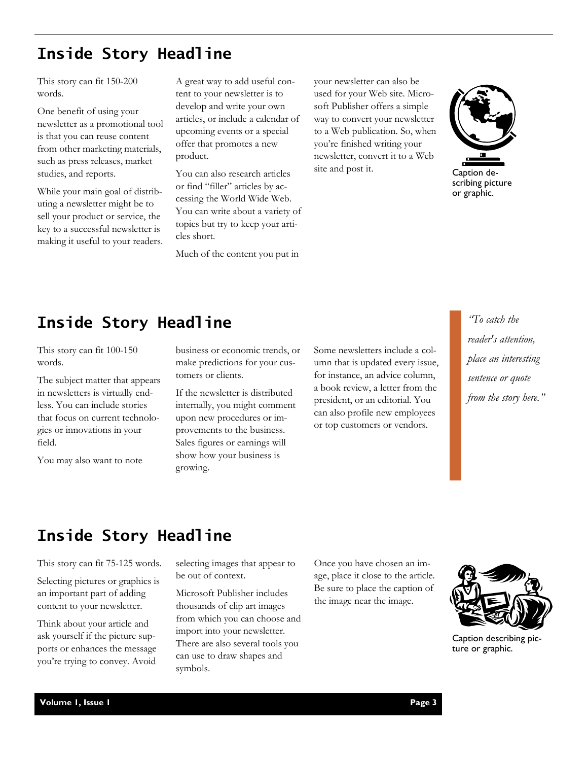## Inside Story Headline

This story can fit 150-200 words.

One benefit of using your newsletter as a promotional tool is that you can reuse content from other marketing materials, such as press releases, market studies, and reports.

While your main goal of distributing a newsletter might be to sell your product or service, the key to a successful newsletter is making it useful to your readers.

A great way to add useful content to your newsletter is to develop and write your own articles, or include a calendar of upcoming events or a special offer that promotes a new product.

You can also research articles or find "filler" articles by accessing the World Wide Web. You can write about a variety of topics but try to keep your articles short.

Much of the content you put in your newsletter can also be used for your Web site. Microsoft Publisher offers a simple way to convert your newsletter to a Web publication. So, when you're finished writing your newsletter, convert it to a Web site and post it.

Caption describing picture or graphic.

## Inside Story Headline

This story can fit 100-150 words.

The subject matter that appears in newsletters is virtually endless. You can include stories that focus on current technologies or innovations in your field.

You may also want to note business or economic trends, or make predictions for your customers or clients.

If the newsletter is distributed internally, you might comment upon new procedures or improvements to the business. Sales figures or earnings will show how your business is growing.

Some newsletters include a column that is updated every issue, for instance, an advice column, a book review, a letter from the president, or an editorial. You can also profile new employees or top customers or vendors.

*"To catch the reader's attention, place an interesting sentence or quote from the story here."*

## Inside Story Headline

This story can fit 75-125 words.

Selecting pictures or graphics is an important part of adding content to your newsletter.

Think about your article and ask yourself if the picture supports or enhances the message you're trying to convey. Avoid selecting images that appear to be out of context.

Microsoft Publisher includes thousands of clip art images from which you can choose and import into your newsletter. There are also several tools you can use to draw shapes and symbols.

Once you have chosen an image, place it close to the article. Be sure to place the caption of the image near the image.

Caption describing picture or graphic.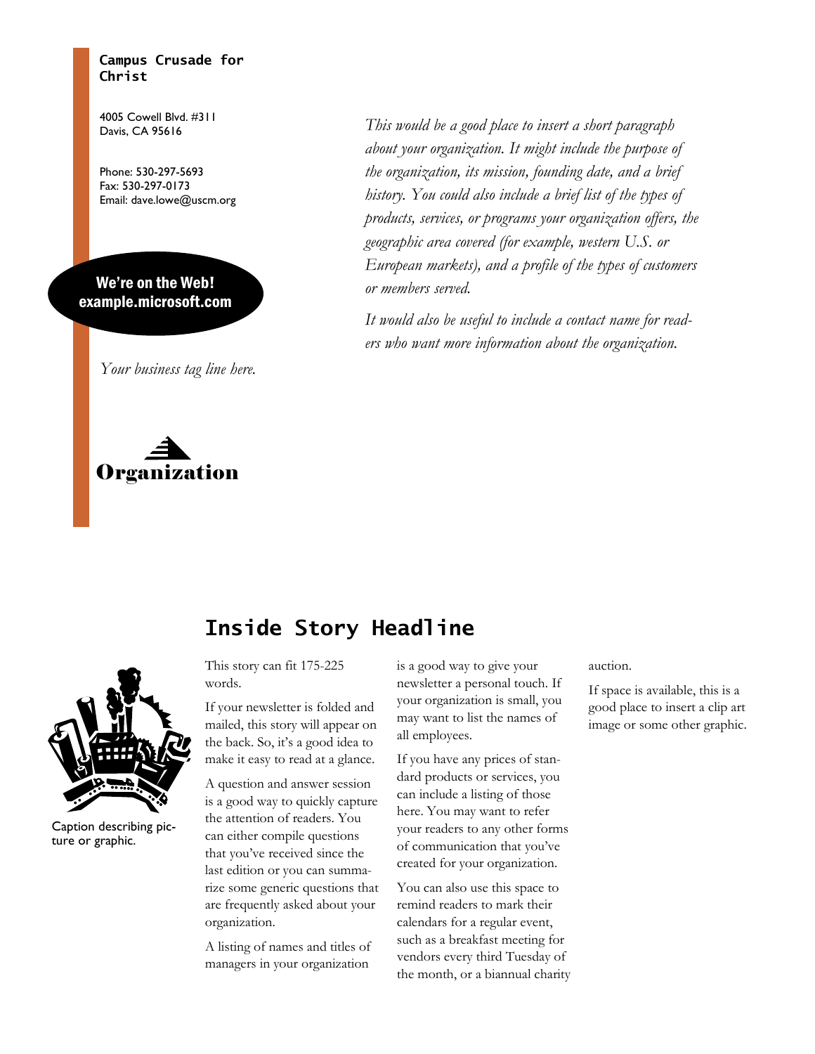**Campus Crusade for Christ**

4005 Cowell Blvd. #311
Davis, CA 95616

Phone: 530-297-5693
Fax: 530-297-0173
Email: dave.lowe@uscm.org

**We're on the Web!**
**example.microsoft.com**

*Your business tag line here.*

**Organization**

*This would be a good place to insert a short paragraph about your organization. It might include the purpose of the organization, its mission, founding date, and a brief history. You could also include a brief list of the types of products, services, or programs your organization offers, the geographic area covered (for example, western U.S. or European markets), and a profile of the types of customers or members served.*

*It would also be useful to include a contact name for readers who want more information about the organization.*

## Inside Story Headline

Caption describing picture or graphic.

This story can fit 175-225 words.

If your newsletter is folded and mailed, this story will appear on the back. So, it's a good idea to make it easy to read at a glance.

A question and answer session is a good way to quickly capture the attention of readers. You can either compile questions that you've received since the last edition or you can summarize some generic questions that are frequently asked about your organization.

A listing of names and titles of managers in your organization is a good way to give your newsletter a personal touch. If your organization is small, you may want to list the names of all employees.

If you have any prices of standard products or services, you can include a listing of those here. You may want to refer your readers to any other forms of communication that you've created for your organization.

You can also use this space to remind readers to mark their calendars for a regular event, such as a breakfast meeting for vendors every third Tuesday of the month, or a biannual charity auction.

If space is available, this is a good place to insert a clip art image or some other graphic.